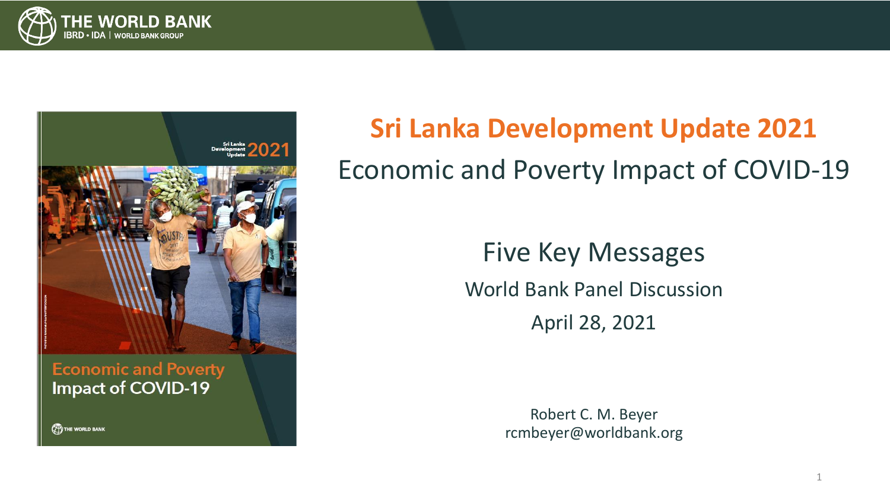# Sri Lanka Development Update 2021

## Economic and Poverty Impact of COVID-19

### Five Key Messages

World Bank Panel Discussion

April 28, 2021

Robert C. M. Beyer
rcmbeyer@worldbank.org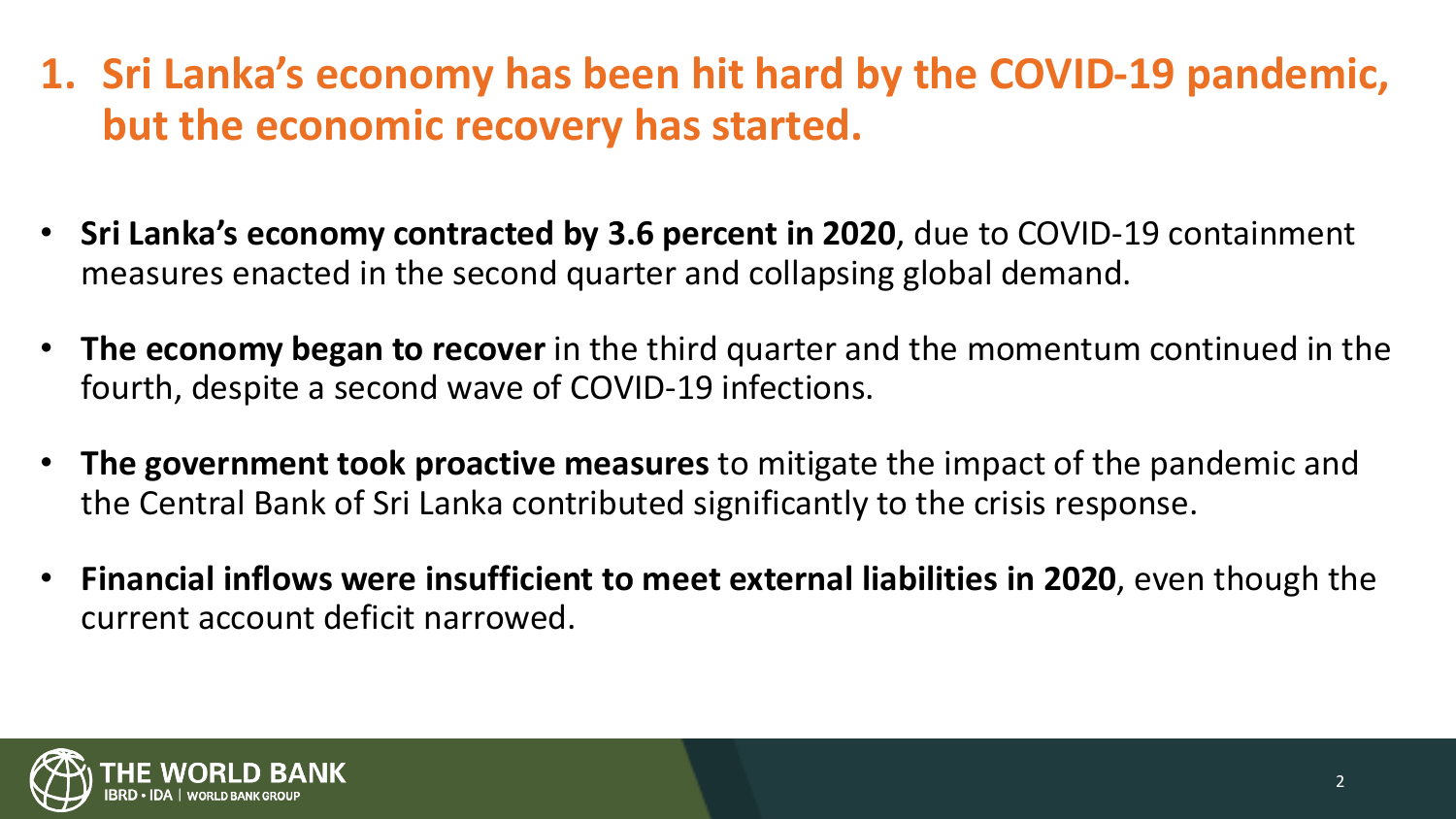# 1. Sri Lanka's economy has been hit hard by the COVID-19 pandemic, but the economic recovery has started.

- **Sri Lanka's economy contracted by 3.6 percent in 2020**, due to COVID-19 containment measures enacted in the second quarter and collapsing global demand.
- **The economy began to recover** in the third quarter and the momentum continued in the fourth, despite a second wave of COVID-19 infections.
- **The government took proactive measures** to mitigate the impact of the pandemic and the Central Bank of Sri Lanka contributed significantly to the crisis response.
- **Financial inflows were insufficient to meet external liabilities in 2020**, even though the current account deficit narrowed.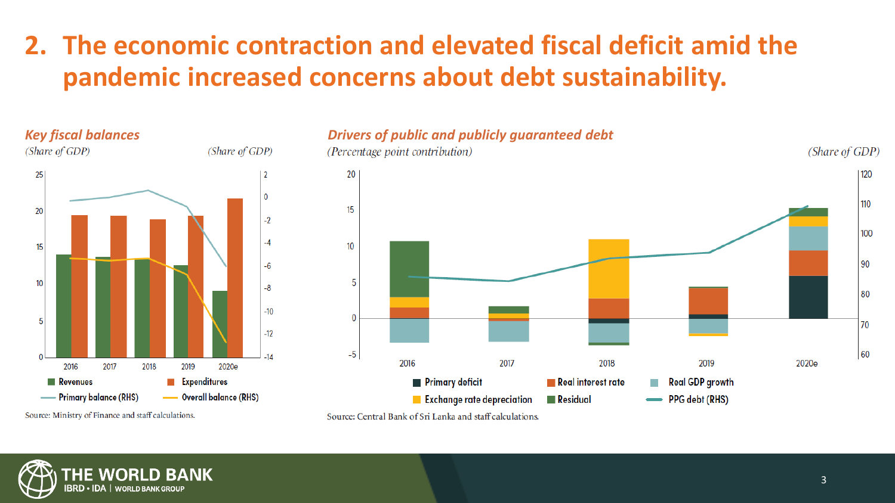# 2. The economic contraction and elevated fiscal deficit amid the pandemic increased concerns about debt sustainability.

### *Key fiscal balances*

*(Share of GDP)* *(Share of GDP)*

Revenues · Expenditures · Primary balance (RHS) · Overall balance (RHS)

Source: Ministry of Finance and staff calculations.

### *Drivers of public and publicly guaranteed debt*

*(Percentage point contribution)* *(Share of GDP)*

Primary deficit · Real interest rate · Real GDP growth · Exchange rate depreciation · Residual · PPG debt (RHS)

Source: Central Bank of Sri Lanka and staff calculations.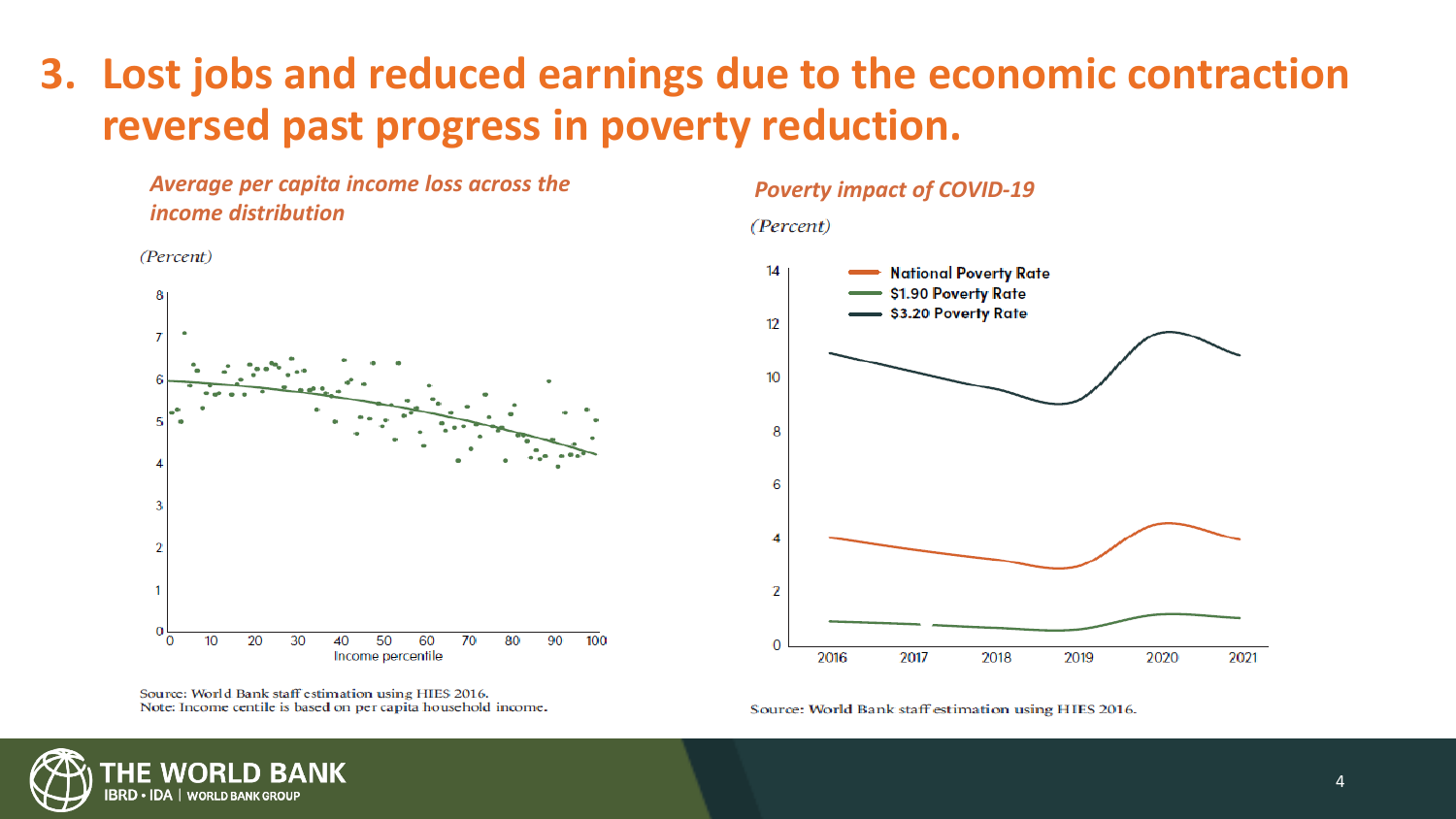# 3. Lost jobs and reduced earnings due to the economic contraction reversed past progress in poverty reduction.

*Average per capita income loss across the income distribution*

(Percent)

Source: World Bank staff estimation using HIES 2016.
Note: Income centile is based on per capita household income.

*Poverty impact of COVID-19*

(Percent)

Source: World Bank staff estimation using HIES 2016.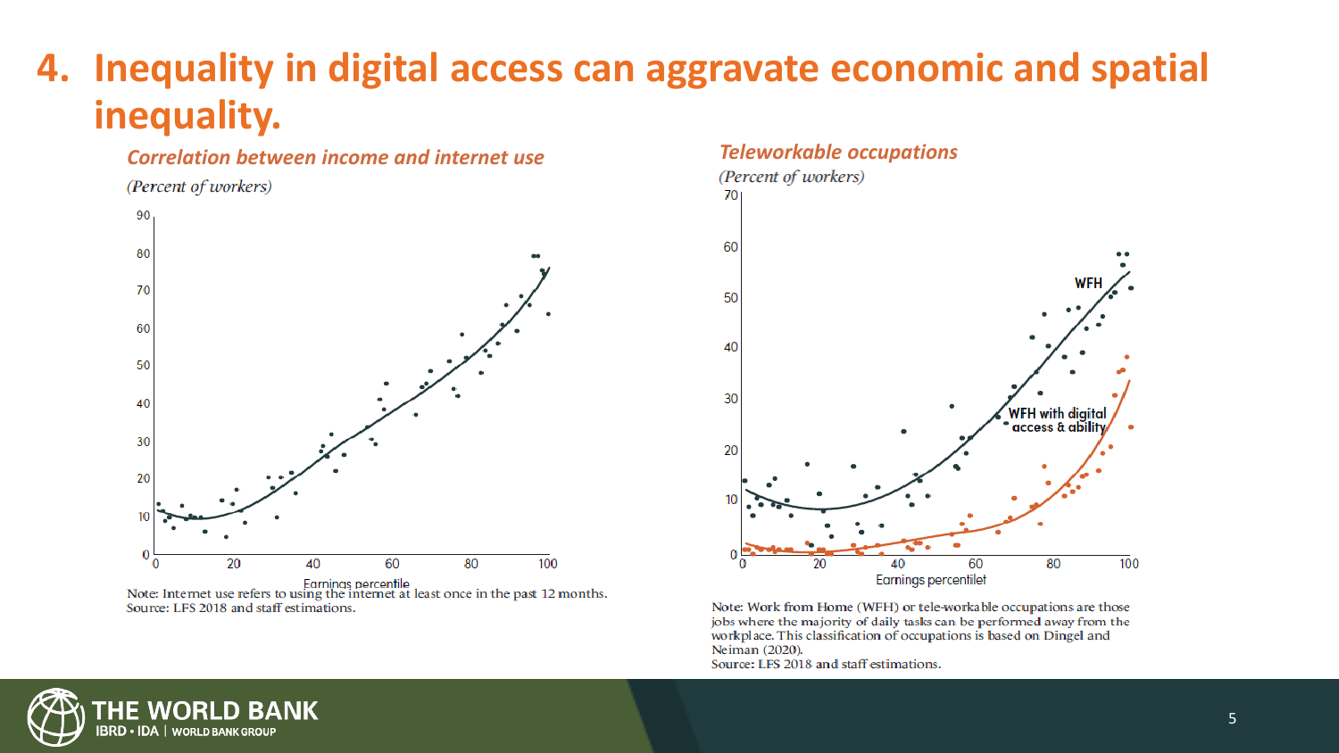# 4. Inequality in digital access can aggravate economic and spatial inequality.

### *Correlation between income and internet use*

*(Percent of workers)*

Note: Internet use refers to using the internet at least once in the past 12 months.
Source: LFS 2018 and staff estimations.

### *Teleworkable occupations*

*(Percent of workers)*

Note: Work from Home (WFH) or tele-workable occupations are those jobs where the majority of daily tasks can be performed away from the workplace. This classification of occupations is based on Dingel and Neiman (2020).
Source: LFS 2018 and staff estimations.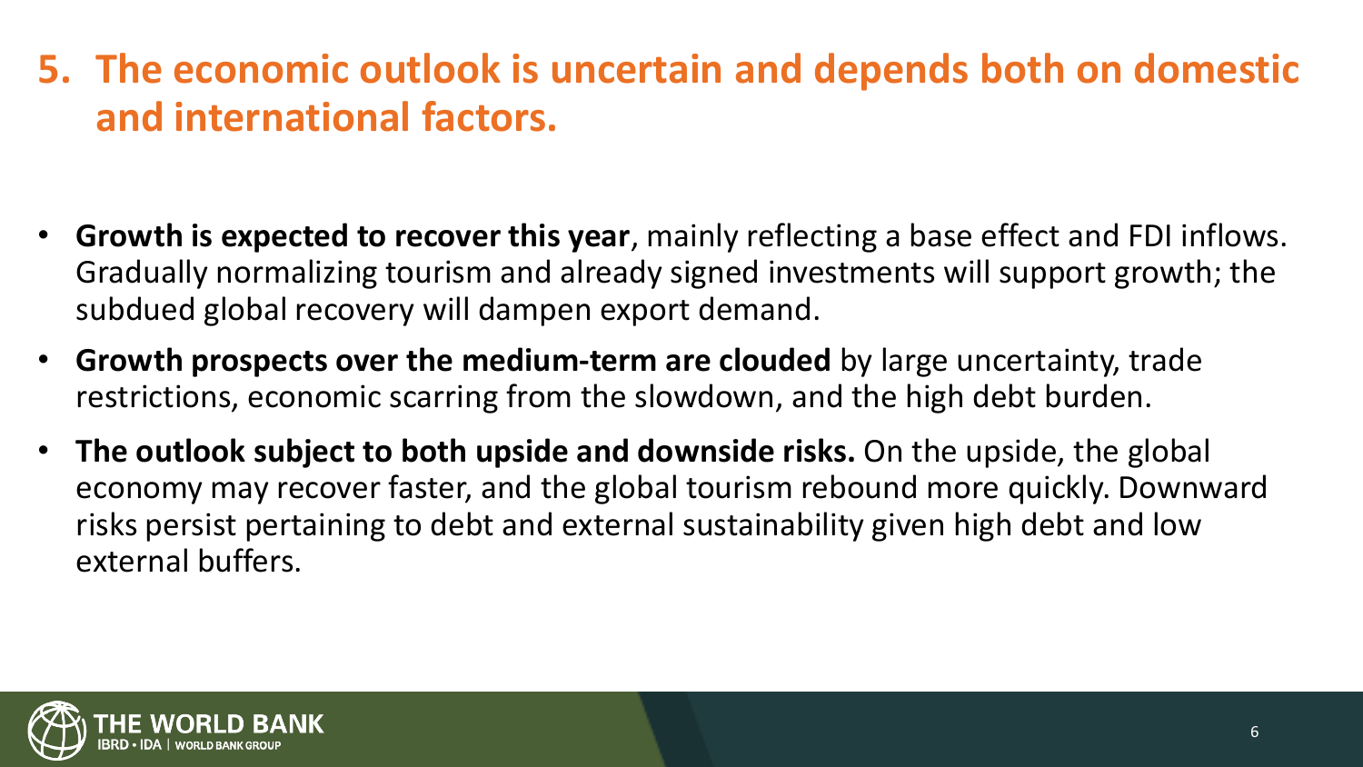## 5. The economic outlook is uncertain and depends both on domestic and international factors.

- **Growth is expected to recover this year**, mainly reflecting a base effect and FDI inflows. Gradually normalizing tourism and already signed investments will support growth; the subdued global recovery will dampen export demand.
- **Growth prospects over the medium-term are clouded** by large uncertainty, trade restrictions, economic scarring from the slowdown, and the high debt burden.
- **The outlook subject to both upside and downside risks.** On the upside, the global economy may recover faster, and the global tourism rebound more quickly. Downward risks persist pertaining to debt and external sustainability given high debt and low external buffers.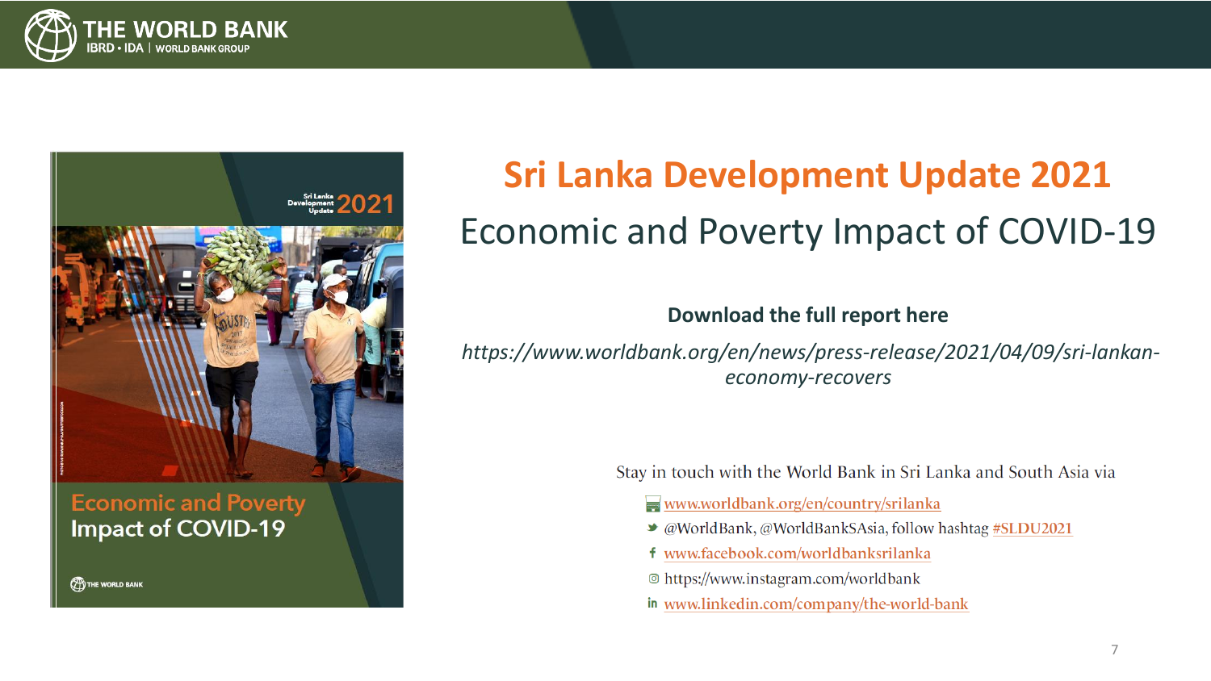# Sri Lanka Development Update 2021

## Economic and Poverty Impact of COVID-19

**Download the full report here**

*https://www.worldbank.org/en/news/press-release/2021/04/09/sri-lankan-economy-recovers*

Stay in touch with the World Bank in Sri Lanka and South Asia via

- www.worldbank.org/en/country/srilanka
- @WorldBank, @WorldBankSAsia, follow hashtag #SLDU2021
- www.facebook.com/worldbanksrilanka
- https://www.instagram.com/worldbank
- www.linkedin.com/company/the-world-bank